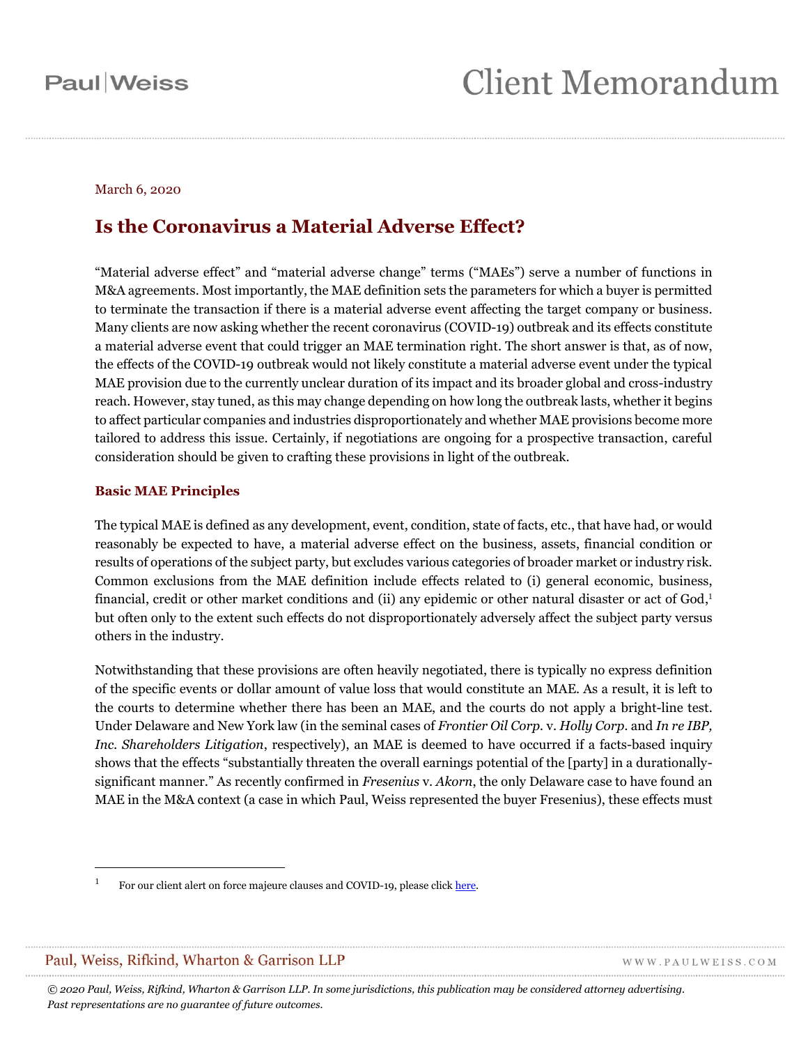Paul|Weiss

# Client Memorandum

March 6, 2020

## Is the Coronavirus a Material Adverse Effect?

"Material adverse effect" and "material adverse change" terms ("MAEs") serve a number of functions in M&A agreements. Most importantly, the MAE definition sets the parameters for which a buyer is permitted to terminate the transaction if there is a material adverse event affecting the target company or business. Many clients are now asking whether the recent coronavirus (COVID-19) outbreak and its effects constitute a material adverse event that could trigger an MAE termination right. The short answer is that, as of now, the effects of the COVID-19 outbreak would not likely constitute a material adverse event under the typical MAE provision due to the currently unclear duration of its impact and its broader global and cross-industry reach. However, stay tuned, as this may change depending on how long the outbreak lasts, whether it begins to affect particular companies and industries disproportionately and whether MAE provisions become more tailored to address this issue. Certainly, if negotiations are ongoing for a prospective transaction, careful consideration should be given to crafting these provisions in light of the outbreak.

### Basic MAE Principles

The typical MAE is defined as any development, event, condition, state of facts, etc., that have had, or would reasonably be expected to have, a material adverse effect on the business, assets, financial condition or results of operations of the subject party, but excludes various categories of broader market or industry risk. Common exclusions from the MAE definition include effects related to (i) general economic, business, financial, credit or other market conditions and (ii) any epidemic or other natural disaster or act of God,[1] but often only to the extent such effects do not disproportionately adversely affect the subject party versus others in the industry.

Notwithstanding that these provisions are often heavily negotiated, there is typically no express definition of the specific events or dollar amount of value loss that would constitute an MAE. As a result, it is left to the courts to determine whether there has been an MAE, and the courts do not apply a bright-line test. Under Delaware and New York law (in the seminal cases of *Frontier Oil Corp.* v. *Holly Corp.* and *In re IBP, Inc. Shareholders Litigation*, respectively), an MAE is deemed to have occurred if a facts-based inquiry shows that the effects "substantially threaten the overall earnings potential of the [party] in a durationally-significant manner." As recently confirmed in *Fresenius* v. *Akorn*, the only Delaware case to have found an MAE in the M&A context (a case in which Paul, Weiss represented the buyer Fresenius), these effects must

[1] For our client alert on force majeure clauses and COVID-19, please click here.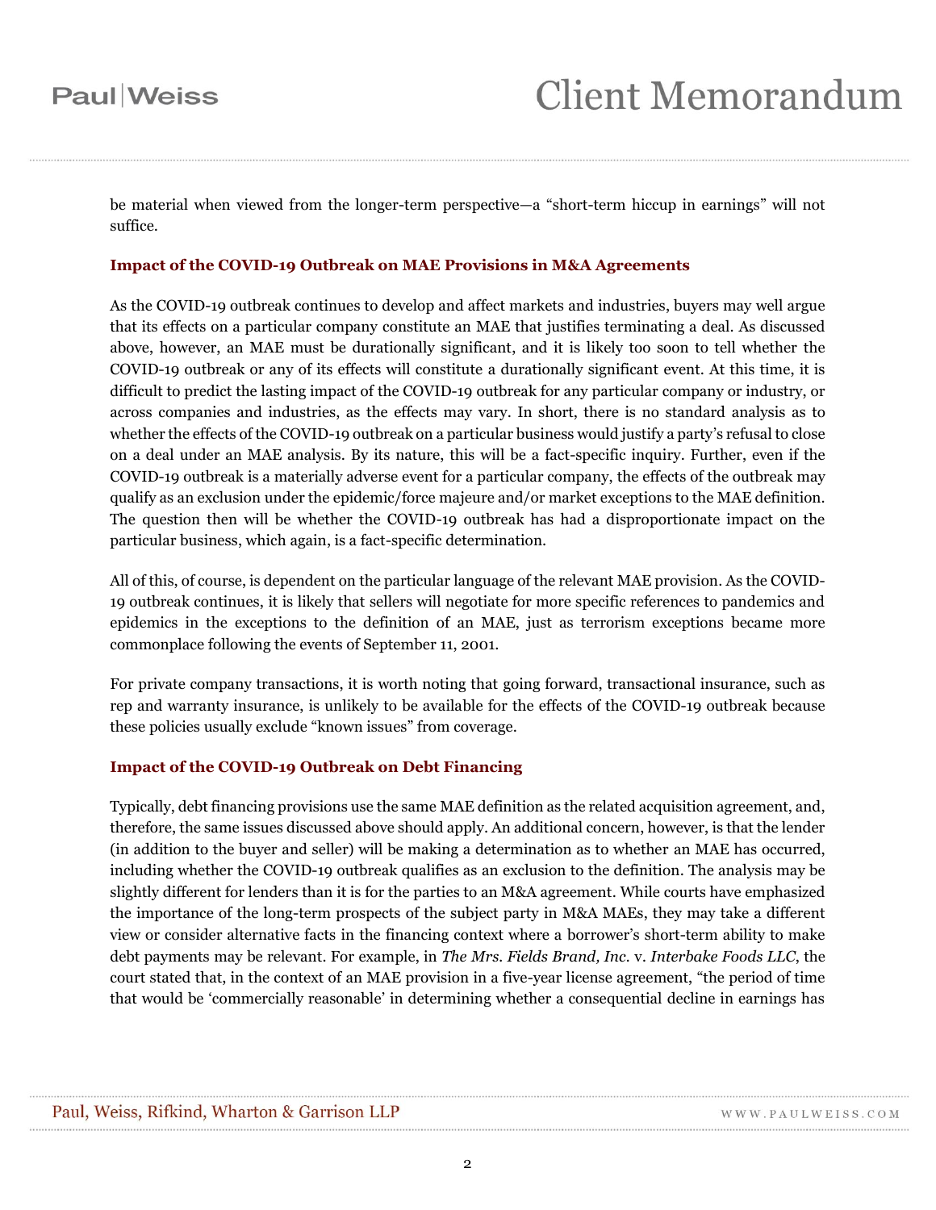be material when viewed from the longer-term perspective—a "short-term hiccup in earnings" will not suffice.

## Impact of the COVID-19 Outbreak on MAE Provisions in M&A Agreements

As the COVID-19 outbreak continues to develop and affect markets and industries, buyers may well argue that its effects on a particular company constitute an MAE that justifies terminating a deal. As discussed above, however, an MAE must be durationally significant, and it is likely too soon to tell whether the COVID-19 outbreak or any of its effects will constitute a durationally significant event. At this time, it is difficult to predict the lasting impact of the COVID-19 outbreak for any particular company or industry, or across companies and industries, as the effects may vary. In short, there is no standard analysis as to whether the effects of the COVID-19 outbreak on a particular business would justify a party's refusal to close on a deal under an MAE analysis. By its nature, this will be a fact-specific inquiry. Further, even if the COVID-19 outbreak is a materially adverse event for a particular company, the effects of the outbreak may qualify as an exclusion under the epidemic/force majeure and/or market exceptions to the MAE definition. The question then will be whether the COVID-19 outbreak has had a disproportionate impact on the particular business, which again, is a fact-specific determination.

All of this, of course, is dependent on the particular language of the relevant MAE provision. As the COVID-19 outbreak continues, it is likely that sellers will negotiate for more specific references to pandemics and epidemics in the exceptions to the definition of an MAE, just as terrorism exceptions became more commonplace following the events of September 11, 2001.

For private company transactions, it is worth noting that going forward, transactional insurance, such as rep and warranty insurance, is unlikely to be available for the effects of the COVID-19 outbreak because these policies usually exclude "known issues" from coverage.

## Impact of the COVID-19 Outbreak on Debt Financing

Typically, debt financing provisions use the same MAE definition as the related acquisition agreement, and, therefore, the same issues discussed above should apply. An additional concern, however, is that the lender (in addition to the buyer and seller) will be making a determination as to whether an MAE has occurred, including whether the COVID-19 outbreak qualifies as an exclusion to the definition. The analysis may be slightly different for lenders than it is for the parties to an M&A agreement. While courts have emphasized the importance of the long-term prospects of the subject party in M&A MAEs, they may take a different view or consider alternative facts in the financing context where a borrower's short-term ability to make debt payments may be relevant. For example, in *The Mrs. Fields Brand, Inc.* v. *Interbake Foods LLC*, the court stated that, in the context of an MAE provision in a five-year license agreement, "the period of time that would be 'commercially reasonable' in determining whether a consequential decline in earnings has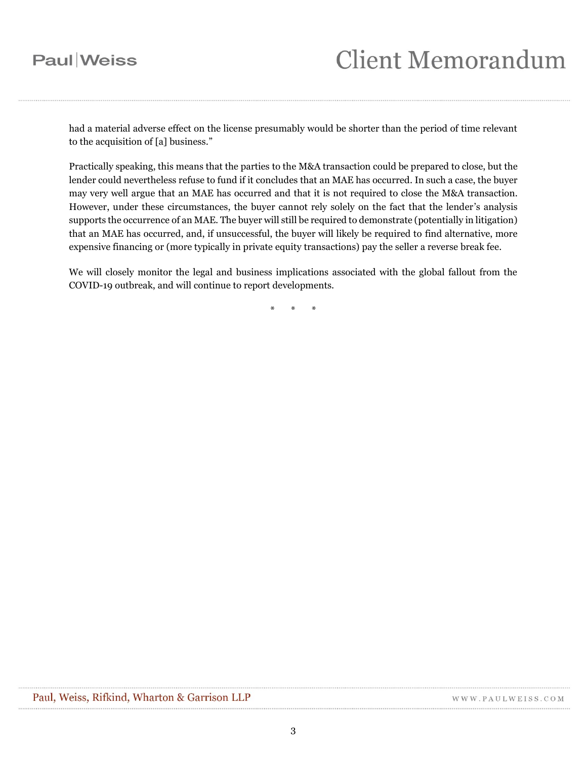had a material adverse effect on the license presumably would be shorter than the period of time relevant to the acquisition of [a] business."

Practically speaking, this means that the parties to the M&A transaction could be prepared to close, but the lender could nevertheless refuse to fund if it concludes that an MAE has occurred. In such a case, the buyer may very well argue that an MAE has occurred and that it is not required to close the M&A transaction. However, under these circumstances, the buyer cannot rely solely on the fact that the lender's analysis supports the occurrence of an MAE. The buyer will still be required to demonstrate (potentially in litigation) that an MAE has occurred, and, if unsuccessful, the buyer will likely be required to find alternative, more expensive financing or (more typically in private equity transactions) pay the seller a reverse break fee.

We will closely monitor the legal and business implications associated with the global fallout from the COVID-19 outbreak, and will continue to report developments.

\*   \*   \*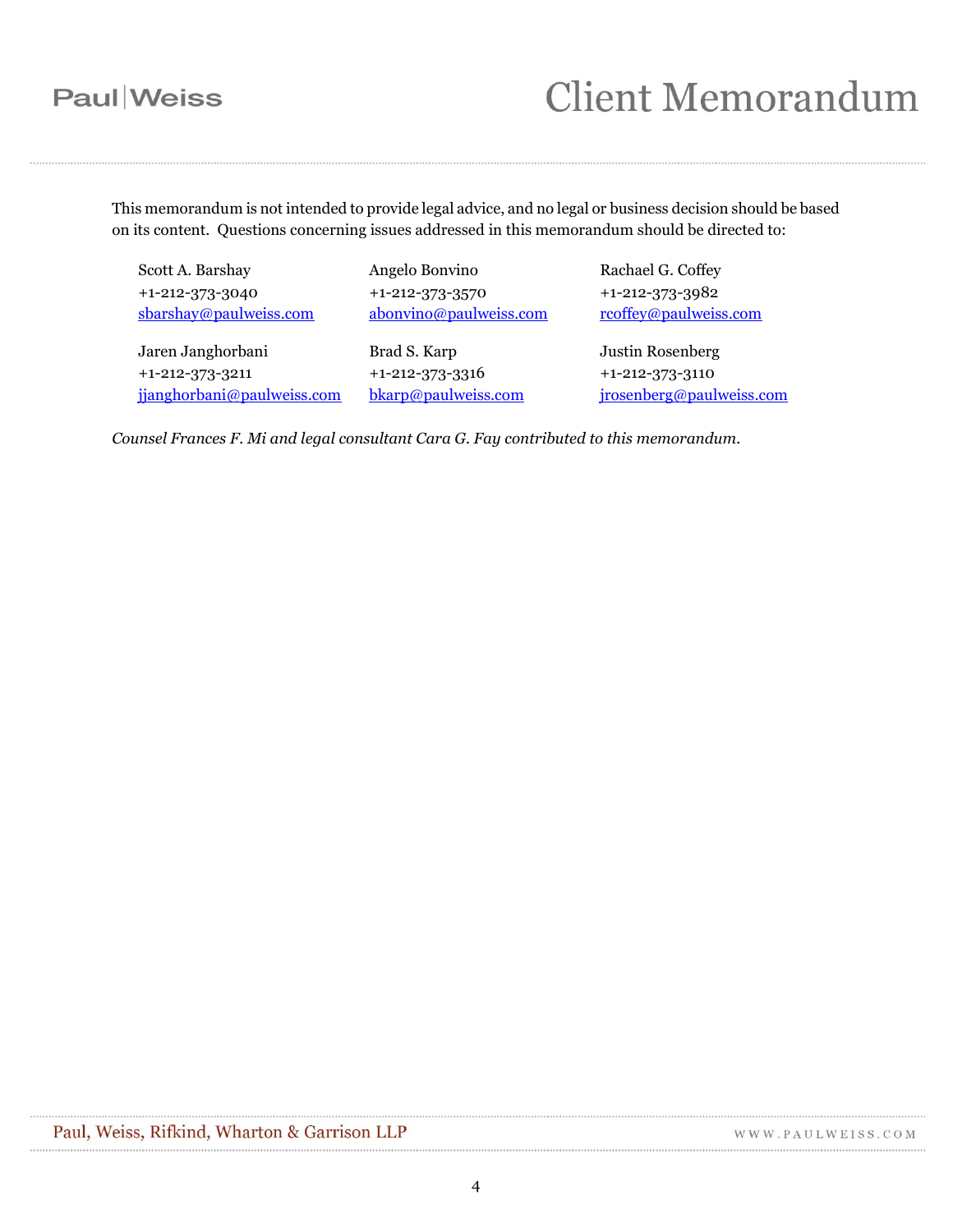This memorandum is not intended to provide legal advice, and no legal or business decision should be based on its content. Questions concerning issues addressed in this memorandum should be directed to:

| | | |
|---|---|---|
| Scott A. Barshay<br>+1-212-373-3040<br>sbarshay@paulweiss.com | Angelo Bonvino<br>+1-212-373-3570<br>abonvino@paulweiss.com | Rachael G. Coffey<br>+1-212-373-3982<br>rcoffey@paulweiss.com |
| Jaren Janghorbani<br>+1-212-373-3211<br>jjanghorbani@paulweiss.com | Brad S. Karp<br>+1-212-373-3316<br>bkarp@paulweiss.com | Justin Rosenberg<br>+1-212-373-3110<br>jrosenberg@paulweiss.com |

*Counsel Frances F. Mi and legal consultant Cara G. Fay contributed to this memorandum.*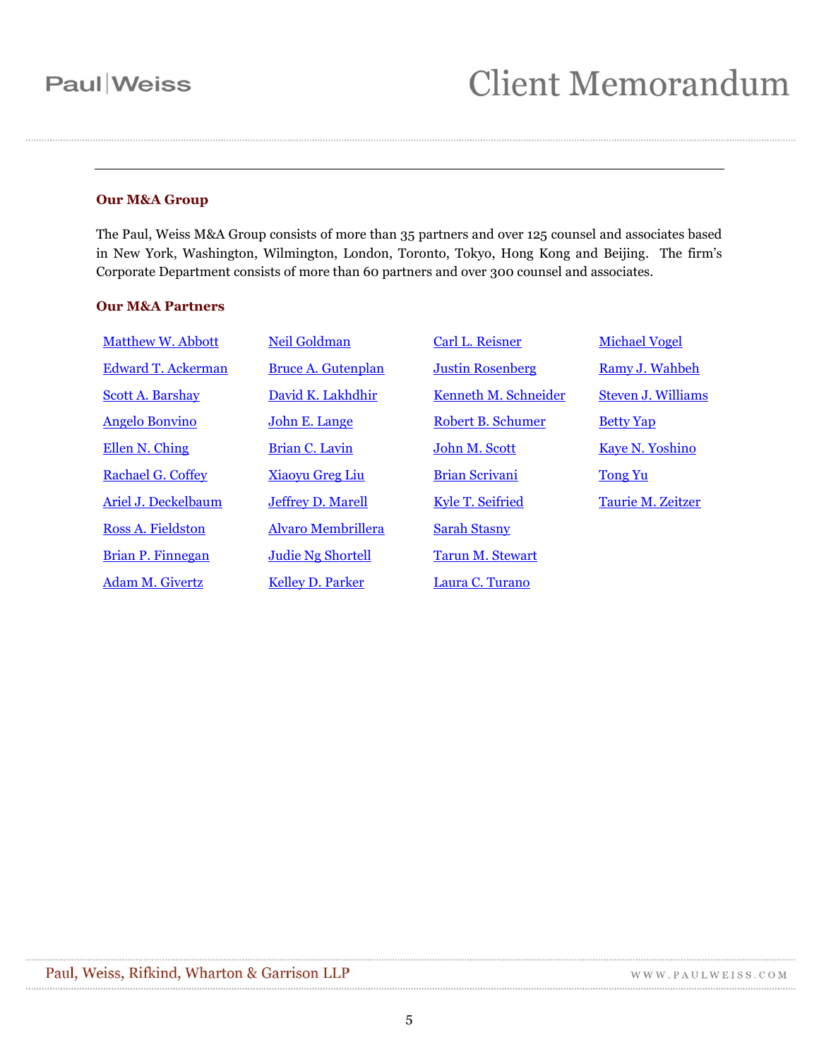## Our M&A Group

The Paul, Weiss M&A Group consists of more than 35 partners and over 125 counsel and associates based in New York, Washington, Wilmington, London, Toronto, Tokyo, Hong Kong and Beijing. The firm's Corporate Department consists of more than 60 partners and over 300 counsel and associates.

## Our M&A Partners

| | | | |
|---|---|---|---|
| Matthew W. Abbott | Neil Goldman | Carl L. Reisner | Michael Vogel |
| Edward T. Ackerman | Bruce A. Gutenplan | Justin Rosenberg | Ramy J. Wahbeh |
| Scott A. Barshay | David K. Lakhdhir | Kenneth M. Schneider | Steven J. Williams |
| Angelo Bonvino | John E. Lange | Robert B. Schumer | Betty Yap |
| Ellen N. Ching | Brian C. Lavin | John M. Scott | Kaye N. Yoshino |
| Rachael G. Coffey | Xiaoyu Greg Liu | Brian Scrivani | Tong Yu |
| Ariel J. Deckelbaum | Jeffrey D. Marell | Kyle T. Seifried | Taurie M. Zeitzer |
| Ross A. Fieldston | Alvaro Membrillera | Sarah Stasny | |
| Brian P. Finnegan | Judie Ng Shortell | Tarun M. Stewart | |
| Adam M. Givertz | Kelley D. Parker | Laura C. Turano | |